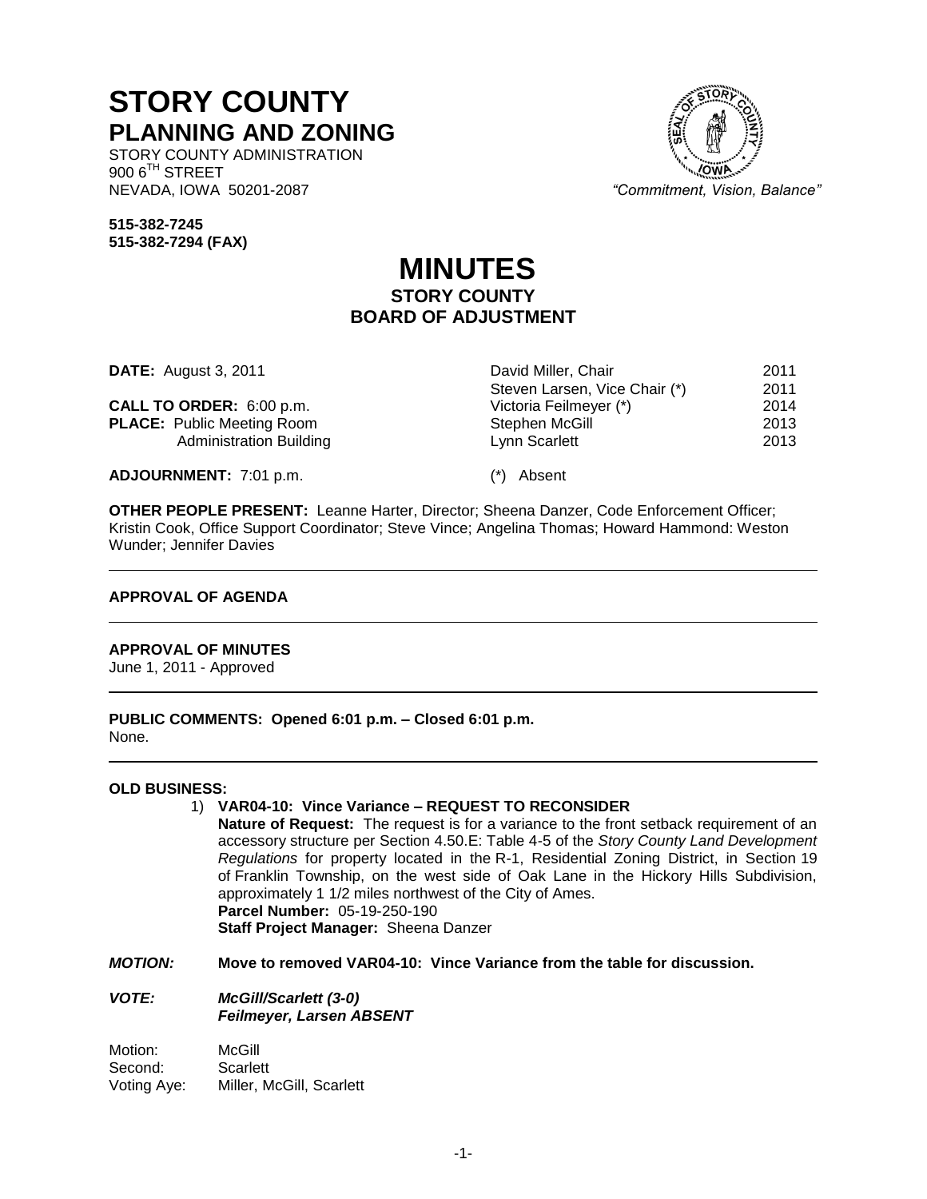# STORY COUNTY
## PLANNING AND ZONING

STORY COUNTY ADMINISTRATION
900 6TH STREET
NEVADA, IOWA 50201-2087

*"Commitment, Vision, Balance"*

**515-382-7245**
**515-382-7294 (FAX)**

# MINUTES
## STORY COUNTY
## BOARD OF ADJUSTMENT

**DATE:** August 3, 2011

**CALL TO ORDER:** 6:00 p.m.
**PLACE:** Public Meeting Room
Administration Building

**ADJOURNMENT:** 7:01 p.m.

| | |
|---|---|
| David Miller, Chair | 2011 |
| Steven Larsen, Vice Chair (*) | 2011 |
| Victoria Feilmeyer (*) | 2014 |
| Stephen McGill | 2013 |
| Lynn Scarlett | 2013 |

(*) Absent

**OTHER PEOPLE PRESENT:** Leanne Harter, Director; Sheena Danzer, Code Enforcement Officer; Kristin Cook, Office Support Coordinator; Steve Vince; Angelina Thomas; Howard Hammond: Weston Wunder; Jennifer Davies

---

**APPROVAL OF AGENDA**

---

**APPROVAL OF MINUTES**
June 1, 2011 - Approved

---

**PUBLIC COMMENTS: Opened 6:01 p.m. – Closed 6:01 p.m.**
None.

---

**OLD BUSINESS:**

1) **VAR04-10: Vince Variance – REQUEST TO RECONSIDER**
**Nature of Request:** The request is for a variance to the front setback requirement of an accessory structure per Section 4.50.E: Table 4-5 of the *Story County Land Development Regulations* for property located in the R-1, Residential Zoning District, in Section 19 of Franklin Township, on the west side of Oak Lane in the Hickory Hills Subdivision, approximately 1 1/2 miles northwest of the City of Ames.
**Parcel Number:** 05-19-250-190
**Staff Project Manager:** Sheena Danzer

***MOTION:*** **Move to removed VAR04-10: Vince Variance from the table for discussion.**

***VOTE:*** ***McGill/Scarlett (3-0)***
***Feilmeyer, Larsen ABSENT***

Motion: McGill
Second: Scarlett
Voting Aye: Miller, McGill, Scarlett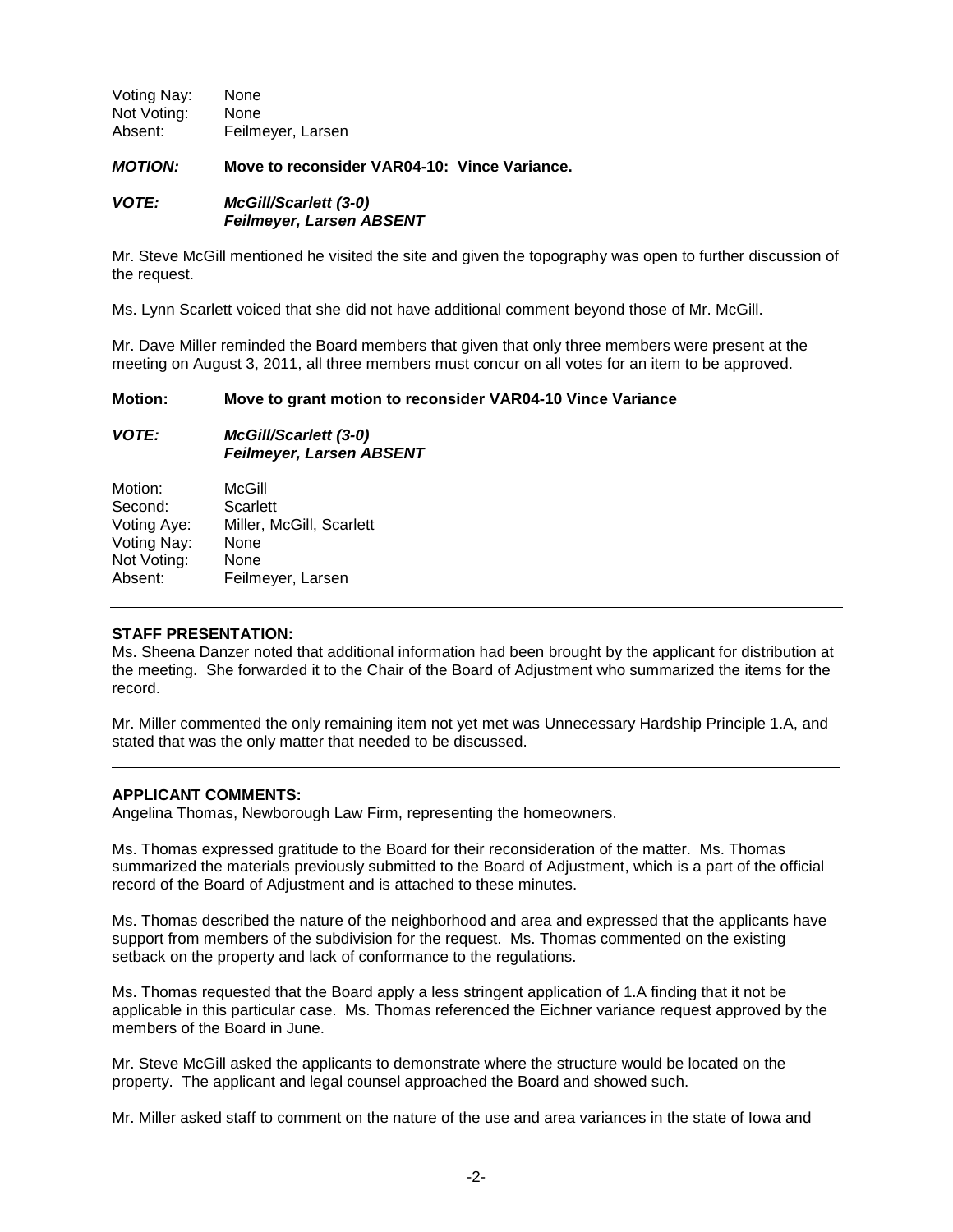| | |
|---|---|
| Voting Nay: | None |
| Not Voting: | None |
| Absent: | Feilmeyer, Larsen |

***MOTION:*** **Move to reconsider VAR04-10: Vince Variance.**

***VOTE:*** ***McGill/Scarlett (3-0)***
***Feilmeyer, Larsen ABSENT***

Mr. Steve McGill mentioned he visited the site and given the topography was open to further discussion of the request.

Ms. Lynn Scarlett voiced that she did not have additional comment beyond those of Mr. McGill.

Mr. Dave Miller reminded the Board members that given that only three members were present at the meeting on August 3, 2011, all three members must concur on all votes for an item to be approved.

**Motion:** **Move to grant motion to reconsider VAR04-10 Vince Variance**

***VOTE:*** ***McGill/Scarlett (3-0)***
***Feilmeyer, Larsen ABSENT***

| | |
|---|---|
| Motion: | McGill |
| Second: | Scarlett |
| Voting Aye: | Miller, McGill, Scarlett |
| Voting Nay: | None |
| Not Voting: | None |
| Absent: | Feilmeyer, Larsen |

---

**STAFF PRESENTATION:**
Ms. Sheena Danzer noted that additional information had been brought by the applicant for distribution at the meeting. She forwarded it to the Chair of the Board of Adjustment who summarized the items for the record.

Mr. Miller commented the only remaining item not yet met was Unnecessary Hardship Principle 1.A, and stated that was the only matter that needed to be discussed.

---

**APPLICANT COMMENTS:**
Angelina Thomas, Newborough Law Firm, representing the homeowners.

Ms. Thomas expressed gratitude to the Board for their reconsideration of the matter. Ms. Thomas summarized the materials previously submitted to the Board of Adjustment, which is a part of the official record of the Board of Adjustment and is attached to these minutes.

Ms. Thomas described the nature of the neighborhood and area and expressed that the applicants have support from members of the subdivision for the request. Ms. Thomas commented on the existing setback on the property and lack of conformance to the regulations.

Ms. Thomas requested that the Board apply a less stringent application of 1.A finding that it not be applicable in this particular case. Ms. Thomas referenced the Eichner variance request approved by the members of the Board in June.

Mr. Steve McGill asked the applicants to demonstrate where the structure would be located on the property. The applicant and legal counsel approached the Board and showed such.

Mr. Miller asked staff to comment on the nature of the use and area variances in the state of Iowa and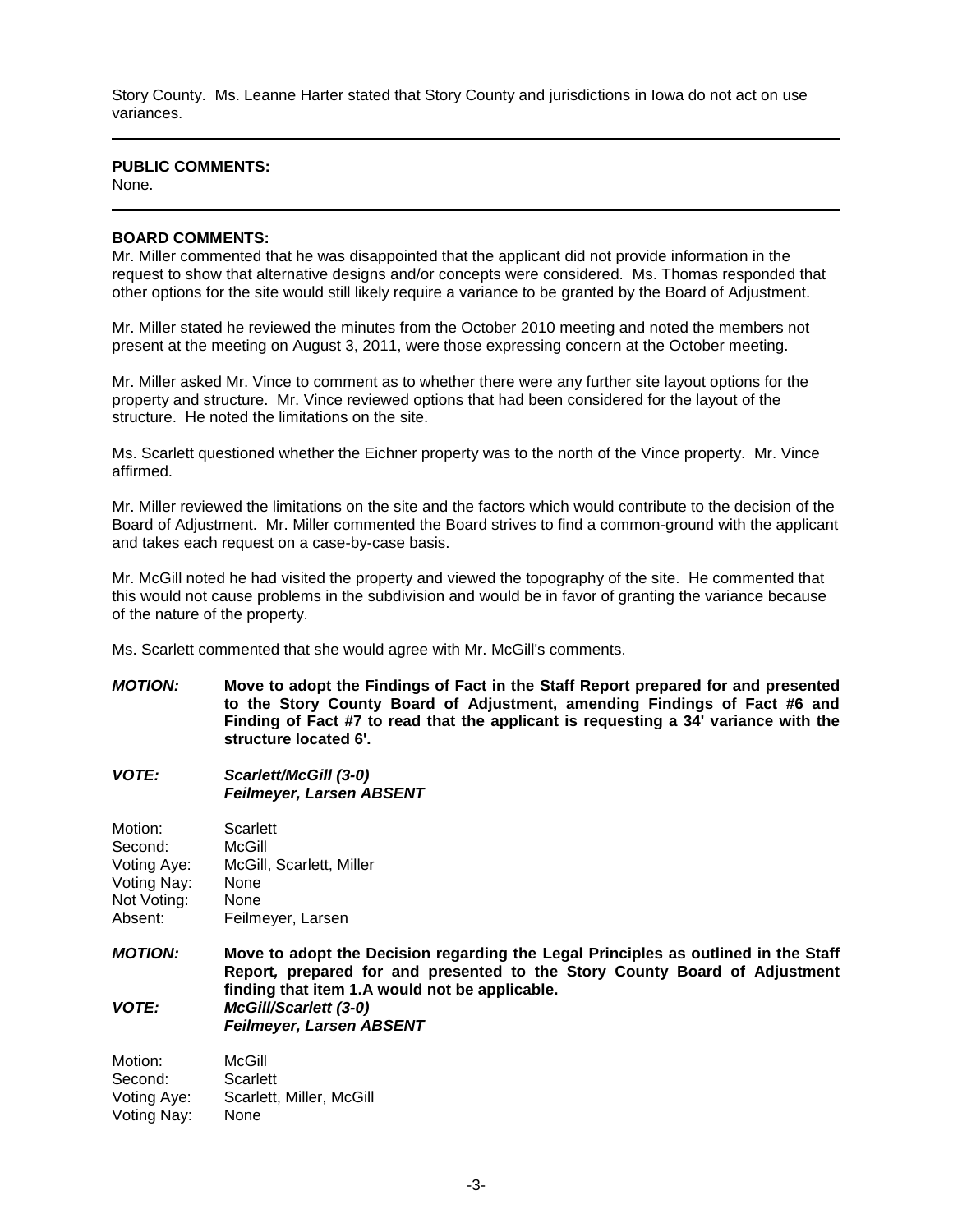Story County. Ms. Leanne Harter stated that Story County and jurisdictions in Iowa do not act on use variances.

---

**PUBLIC COMMENTS:**
None.

---

**BOARD COMMENTS:**
Mr. Miller commented that he was disappointed that the applicant did not provide information in the request to show that alternative designs and/or concepts were considered. Ms. Thomas responded that other options for the site would still likely require a variance to be granted by the Board of Adjustment.

Mr. Miller stated he reviewed the minutes from the October 2010 meeting and noted the members not present at the meeting on August 3, 2011, were those expressing concern at the October meeting.

Mr. Miller asked Mr. Vince to comment as to whether there were any further site layout options for the property and structure. Mr. Vince reviewed options that had been considered for the layout of the structure. He noted the limitations on the site.

Ms. Scarlett questioned whether the Eichner property was to the north of the Vince property. Mr. Vince affirmed.

Mr. Miller reviewed the limitations on the site and the factors which would contribute to the decision of the Board of Adjustment. Mr. Miller commented the Board strives to find a common-ground with the applicant and takes each request on a case-by-case basis.

Mr. McGill noted he had visited the property and viewed the topography of the site. He commented that this would not cause problems in the subdivision and would be in favor of granting the variance because of the nature of the property.

Ms. Scarlett commented that she would agree with Mr. McGill's comments.

***MOTION:*** **Move to adopt the Findings of Fact in the Staff Report prepared for and presented to the Story County Board of Adjustment, amending Findings of Fact #6 and Finding of Fact #7 to read that the applicant is requesting a 34' variance with the structure located 6'.**

***VOTE:*** ***Scarlett/McGill (3-0)***
***Feilmeyer, Larsen ABSENT***

Motion: Scarlett
Second: McGill
Voting Aye: McGill, Scarlett, Miller
Voting Nay: None
Not Voting: None
Absent: Feilmeyer, Larsen

***MOTION:*** **Move to adopt the Decision regarding the Legal Principles as outlined in the Staff Report, prepared for and presented to the Story County Board of Adjustment finding that item 1.A would not be applicable.**

***VOTE:*** ***McGill/Scarlett (3-0)***
***Feilmeyer, Larsen ABSENT***

Motion: McGill
Second: Scarlett
Voting Aye: Scarlett, Miller, McGill
Voting Nay: None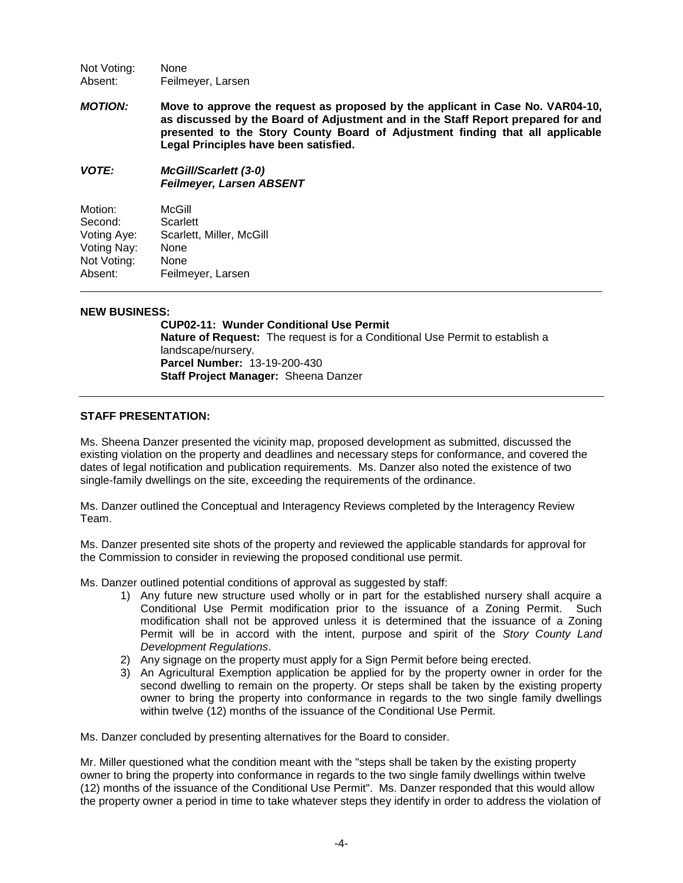Not Voting: None
Absent: Feilmeyer, Larsen

***MOTION:*** **Move to approve the request as proposed by the applicant in Case No. VAR04-10, as discussed by the Board of Adjustment and in the Staff Report prepared for and presented to the Story County Board of Adjustment finding that all applicable Legal Principles have been satisfied.**

***VOTE:*** ***McGill/Scarlett (3-0)***
***Feilmeyer, Larsen ABSENT***

Motion: McGill
Second: Scarlett
Voting Aye: Scarlett, Miller, McGill
Voting Nay: None
Not Voting: None
Absent: Feilmeyer, Larsen

---

**NEW BUSINESS:**

**CUP02-11: Wunder Conditional Use Permit**
**Nature of Request:** The request is for a Conditional Use Permit to establish a landscape/nursery.
**Parcel Number:** 13-19-200-430
**Staff Project Manager:** Sheena Danzer

---

**STAFF PRESENTATION:**

Ms. Sheena Danzer presented the vicinity map, proposed development as submitted, discussed the existing violation on the property and deadlines and necessary steps for conformance, and covered the dates of legal notification and publication requirements. Ms. Danzer also noted the existence of two single-family dwellings on the site, exceeding the requirements of the ordinance.

Ms. Danzer outlined the Conceptual and Interagency Reviews completed by the Interagency Review Team.

Ms. Danzer presented site shots of the property and reviewed the applicable standards for approval for the Commission to consider in reviewing the proposed conditional use permit.

Ms. Danzer outlined potential conditions of approval as suggested by staff:

1) Any future new structure used wholly or in part for the established nursery shall acquire a Conditional Use Permit modification prior to the issuance of a Zoning Permit. Such modification shall not be approved unless it is determined that the issuance of a Zoning Permit will be in accord with the intent, purpose and spirit of the *Story County Land Development Regulations*.
2) Any signage on the property must apply for a Sign Permit before being erected.
3) An Agricultural Exemption application be applied for by the property owner in order for the second dwelling to remain on the property. Or steps shall be taken by the existing property owner to bring the property into conformance in regards to the two single family dwellings within twelve (12) months of the issuance of the Conditional Use Permit.

Ms. Danzer concluded by presenting alternatives for the Board to consider.

Mr. Miller questioned what the condition meant with the "steps shall be taken by the existing property owner to bring the property into conformance in regards to the two single family dwellings within twelve (12) months of the issuance of the Conditional Use Permit". Ms. Danzer responded that this would allow the property owner a period in time to take whatever steps they identify in order to address the violation of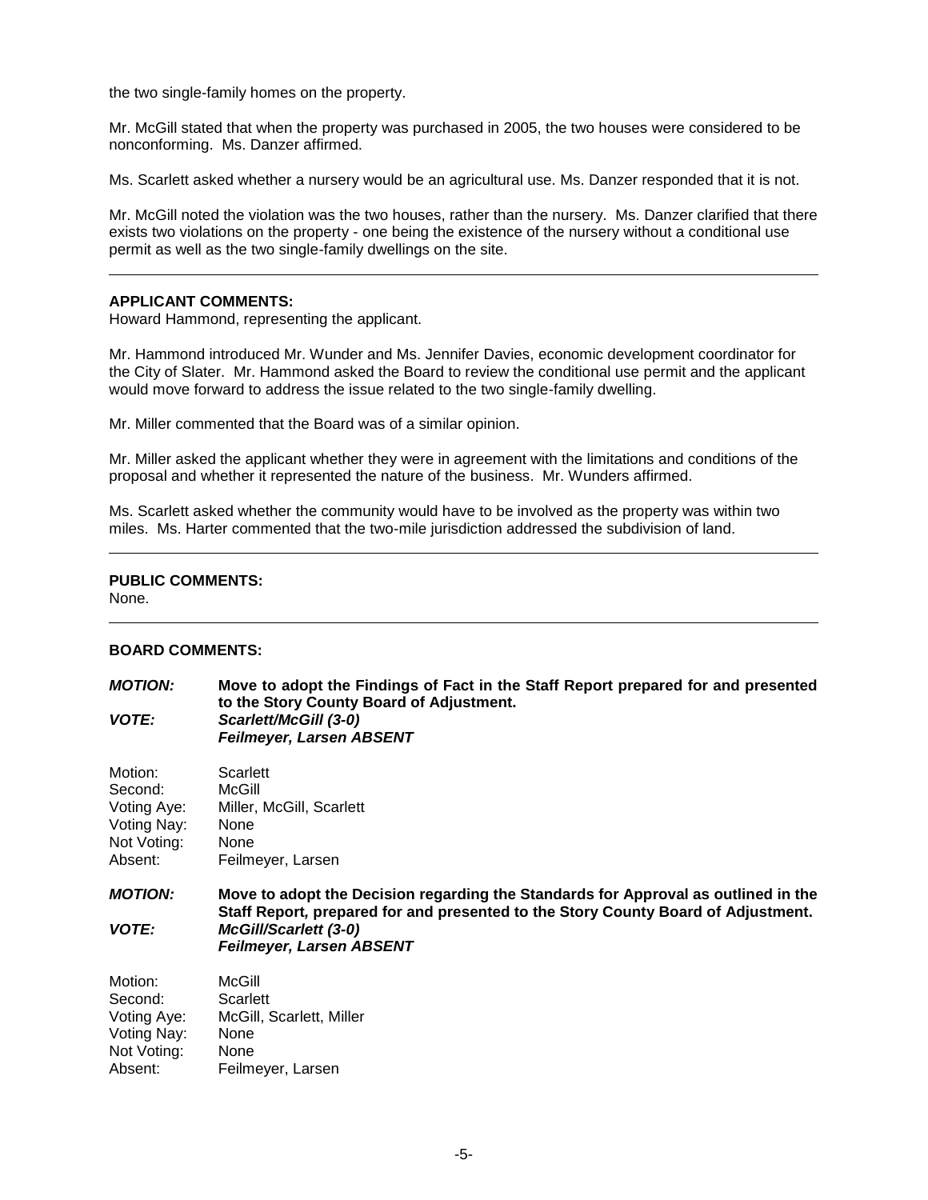the two single-family homes on the property.

Mr. McGill stated that when the property was purchased in 2005, the two houses were considered to be nonconforming. Ms. Danzer affirmed.

Ms. Scarlett asked whether a nursery would be an agricultural use. Ms. Danzer responded that it is not.

Mr. McGill noted the violation was the two houses, rather than the nursery. Ms. Danzer clarified that there exists two violations on the property - one being the existence of the nursery without a conditional use permit as well as the two single-family dwellings on the site.

---

**APPLICANT COMMENTS:**
Howard Hammond, representing the applicant.

Mr. Hammond introduced Mr. Wunder and Ms. Jennifer Davies, economic development coordinator for the City of Slater. Mr. Hammond asked the Board to review the conditional use permit and the applicant would move forward to address the issue related to the two single-family dwelling.

Mr. Miller commented that the Board was of a similar opinion.

Mr. Miller asked the applicant whether they were in agreement with the limitations and conditions of the proposal and whether it represented the nature of the business. Mr. Wunders affirmed.

Ms. Scarlett asked whether the community would have to be involved as the property was within two miles. Ms. Harter commented that the two-mile jurisdiction addressed the subdivision of land.

---

**PUBLIC COMMENTS:**
None.

---

**BOARD COMMENTS:**

***MOTION:*** **Move to adopt the Findings of Fact in the Staff Report prepared for and presented to the Story County Board of Adjustment.**
***VOTE:*** ***Scarlett/McGill (3-0)***
***Feilmeyer, Larsen ABSENT***

Motion: Scarlett
Second: McGill
Voting Aye: Miller, McGill, Scarlett
Voting Nay: None
Not Voting: None
Absent: Feilmeyer, Larsen

***MOTION:*** **Move to adopt the Decision regarding the Standards for Approval as outlined in the Staff Report, prepared for and presented to the Story County Board of Adjustment.**
***VOTE:*** ***McGill/Scarlett (3-0)***
***Feilmeyer, Larsen ABSENT***

Motion: McGill
Second: Scarlett
Voting Aye: McGill, Scarlett, Miller
Voting Nay: None
Not Voting: None
Absent: Feilmeyer, Larsen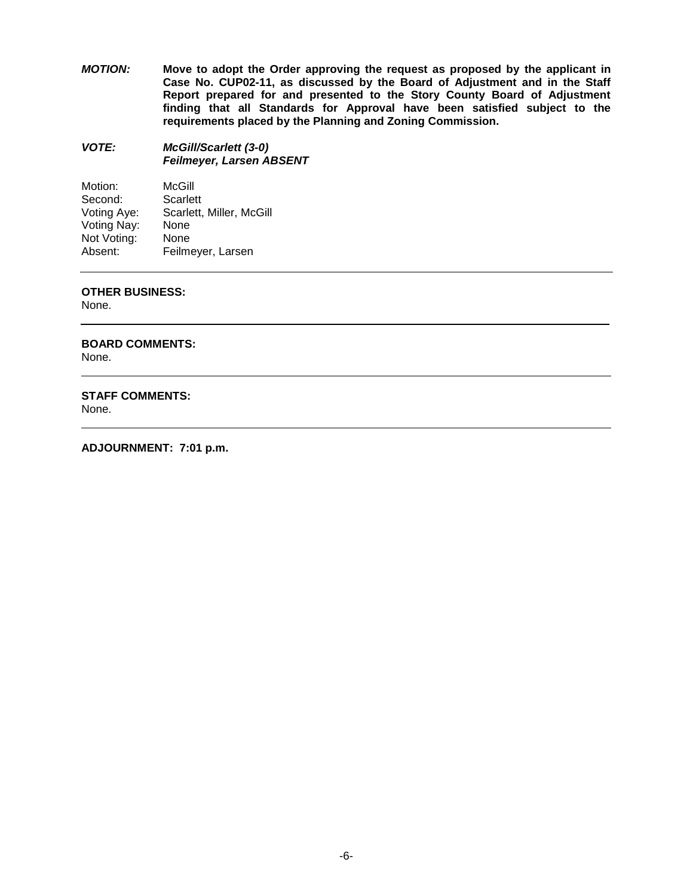***MOTION:*** **Move to adopt the Order approving the request as proposed by the applicant in Case No. CUP02-11, as discussed by the Board of Adjustment and in the Staff Report prepared for and presented to the Story County Board of Adjustment finding that all Standards for Approval have been satisfied subject to the requirements placed by the Planning and Zoning Commission.**

***VOTE:*** ***McGill/Scarlett (3-0)***
***Feilmeyer, Larsen ABSENT***

Motion: McGill
Second: Scarlett
Voting Aye: Scarlett, Miller, McGill
Voting Nay: None
Not Voting: None
Absent: Feilmeyer, Larsen

---

**OTHER BUSINESS:**
None.

---

**BOARD COMMENTS:**
None.

---

**STAFF COMMENTS:**
None.

---

**ADJOURNMENT: 7:01 p.m.**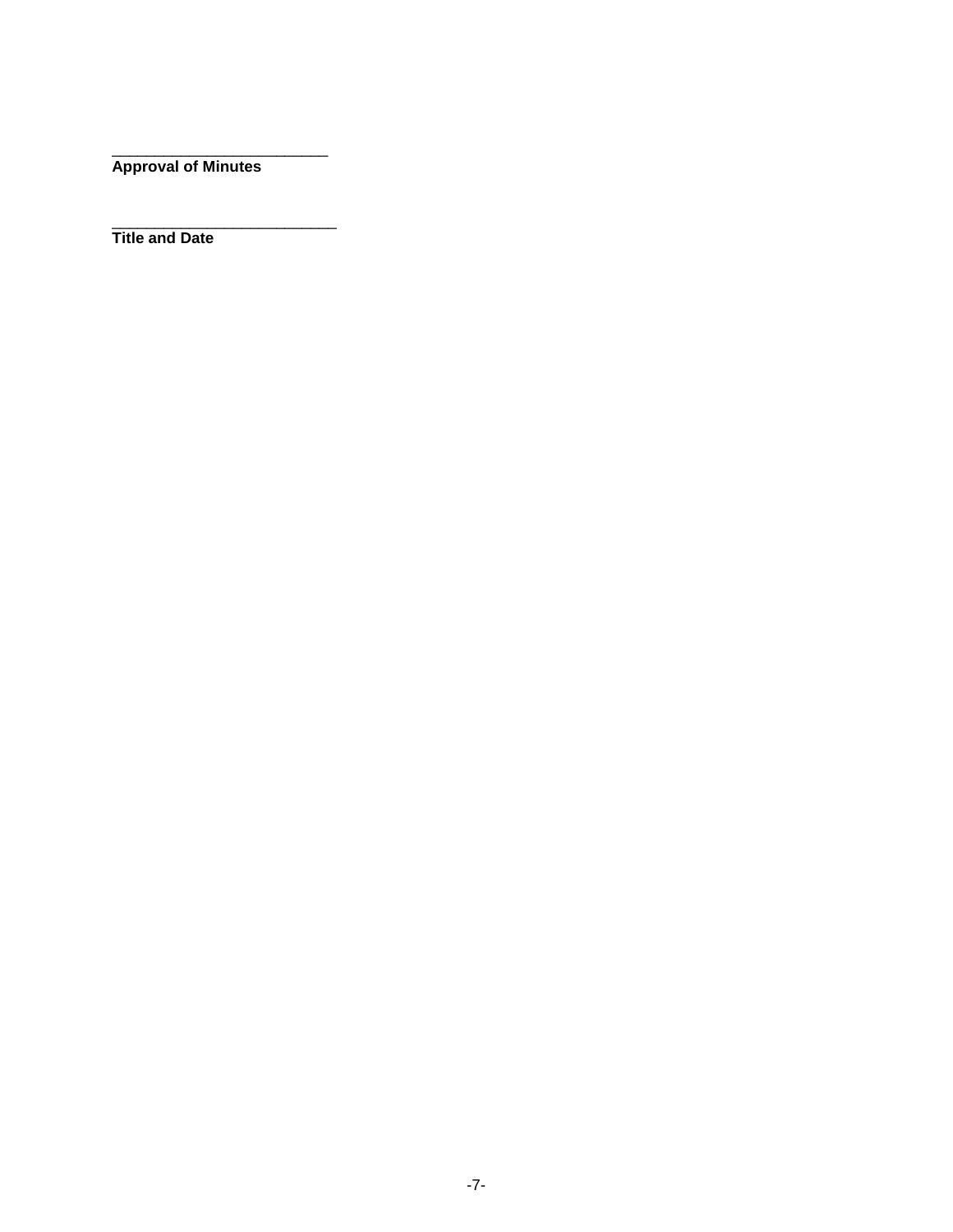_________________________
**Approval of Minutes**

__________________________
**Title and Date**